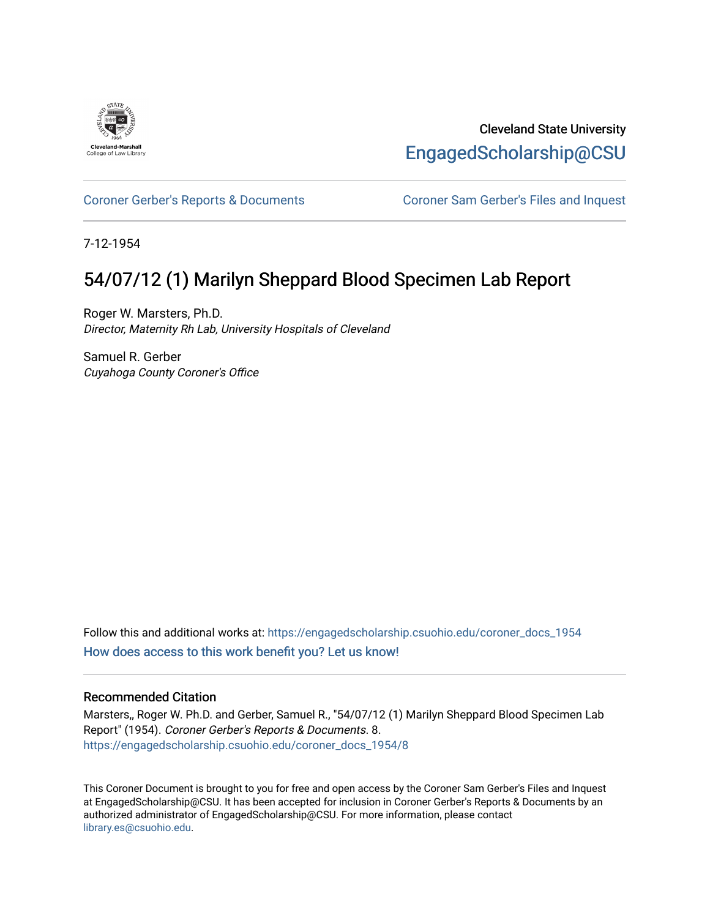Cleveland State University

EngagedScholarship@CSU

Coroner Gerber's Reports & Documents

Coroner Sam Gerber's Files and Inquest

7-12-1954

# 54/07/12 (1) Marilyn Sheppard Blood Specimen Lab Report

Roger W. Marsters, Ph.D.
*Director, Maternity Rh Lab, University Hospitals of Cleveland*

Samuel R. Gerber
*Cuyahoga County Coroner's Office*

Follow this and additional works at: https://engagedscholarship.csuohio.edu/coroner_docs_1954

How does access to this work benefit you? Let us know!

## Recommended Citation

Marsters,, Roger W. Ph.D. and Gerber, Samuel R., "54/07/12 (1) Marilyn Sheppard Blood Specimen Lab Report" (1954). *Coroner Gerber's Reports & Documents*. 8.
https://engagedscholarship.csuohio.edu/coroner_docs_1954/8

This Coroner Document is brought to you for free and open access by the Coroner Sam Gerber's Files and Inquest at EngagedScholarship@CSU. It has been accepted for inclusion in Coroner Gerber's Reports & Documents by an authorized administrator of EngagedScholarship@CSU. For more information, please contact library.es@csuohio.edu.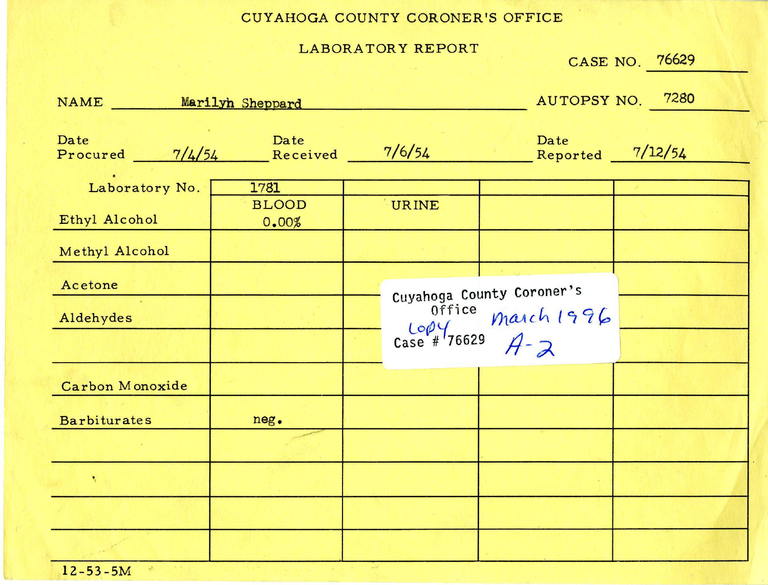# CUYAHOGA COUNTY CORONER'S OFFICE

## LABORATORY REPORT

CASE NO. 76629

NAME Marilyn Sheppard

AUTOPSY NO. 7280

Date Procured 7/4/54

Date Received 7/6/54

Date Reported 7/12/54

| Laboratory No. | 1781 | | | |
|---|---|---|---|---|
| | BLOOD | URINE | | |
| Ethyl Alcohol | 0.00% | | | |
| Methyl Alcohol | | | | |
| Acetone | | | | |
| Aldehydes | | | | |
| | | | | |
| Carbon Monoxide | | | | |
| Barbiturates | neg. | | | |
| | | | | |
| | | | | |
| | | | | |
| | | | | |

Cuyahoga County Coroner's Office
Copy
Case # 76629
March 1996
A-2

12-53-5M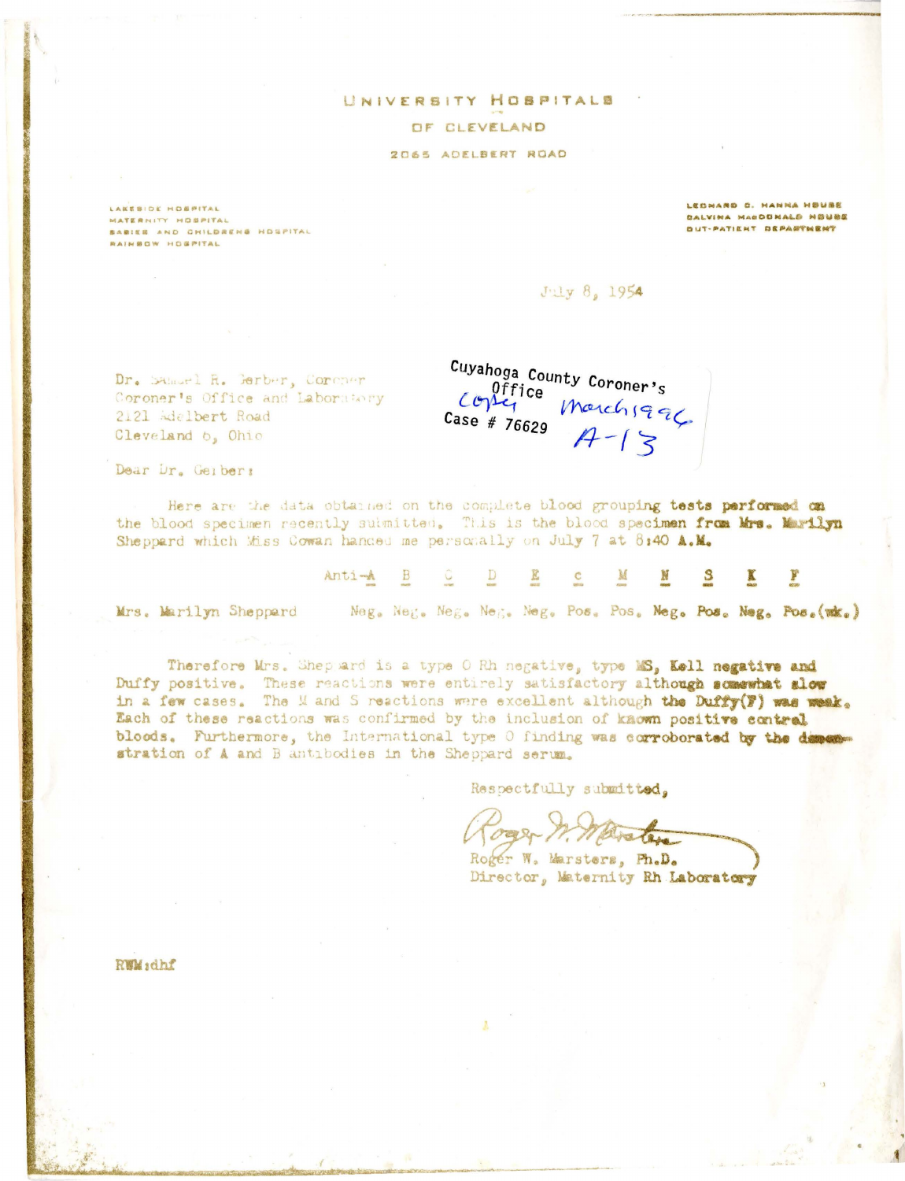UNIVERSITY HOSPITALS

OF CLEVELAND

2065 ADELBERT ROAD

LAKESIDE HOSPITAL
MATERNITY HOSPITAL
BABIES AND CHILDRENS HOSPITAL
RAINBOW HOSPITAL

LEONARD C. HANNA HOUSE
CALVINA MacDONALD HOUSE
OUT-PATIENT DEPARTMENT

July 8, 1954

Cuyahoga County Coroner's Office
Copy March 1996
Case # 76629
A-13

Dr. Samuel R. Gerber, Coroner
Coroner's Office and Laboratory
2121 Adelbert Road
Cleveland 6, Ohio

Dear Dr. Gerber:

Here are the data obtained on the complete blood grouping tests performed on the blood specimen recently submitted. This is the blood specimen from Mrs. Marilyn Sheppard which Miss Cowan handed me personally on July 7 at 8:40 A.M.

| | Anti-A | B | C | D | E | c | M | N | S | K | F |
|---|---|---|---|---|---|---|---|---|---|---|---|
| Mrs. Marilyn Sheppard | Neg. | Neg. | Neg. | Neg. | Neg. | Pos. | Pos. | Neg. | Pos. | Neg. | Pos. (wk.) |

Therefore Mrs. Sheppard is a type O Rh negative, type MS, Kell negative and Duffy positive. These reactions were entirely satisfactory although somewhat slow in a few cases. The M and S reactions were excellent although the Duffy(F) was weak. Each of these reactions was confirmed by the inclusion of known positive control bloods. Furthermore, the International type O finding was corroborated by the demonstration of A and B antibodies in the Sheppard serum.

Respectfully submitted,

Roger W. Marsters

Roger W. Marsters, Ph.D.
Director, Maternity Rh Laboratory

RWM:dhf